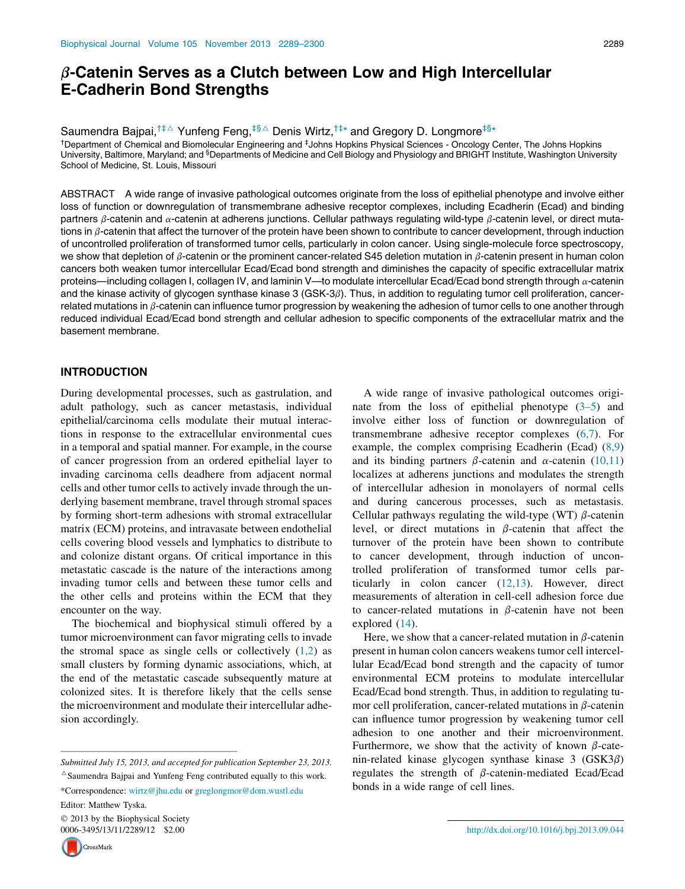# $\beta$-Catenin Serves as a Clutch between Low and High Intercellular E-Cadherin Bond Strengths

Saumendra Bajpai,[†‡△] Yunfeng Feng,[‡§△] Denis Wirtz,[†‡*] and Gregory D. Longmore[‡§*]

[†]Department of Chemical and Biomolecular Engineering and [‡]Johns Hopkins Physical Sciences - Oncology Center, The Johns Hopkins University, Baltimore, Maryland; and [§]Departments of Medicine and Cell Biology and Physiology and BRIGHT Institute, Washington University School of Medicine, St. Louis, Missouri

ABSTRACT A wide range of invasive pathological outcomes originate from the loss of epithelial phenotype and involve either loss of function or downregulation of transmembrane adhesive receptor complexes, including Ecadherin (Ecad) and binding partners $\beta$-catenin and $\alpha$-catenin at adherens junctions. Cellular pathways regulating wild-type $\beta$-catenin level, or direct mutations in $\beta$-catenin that affect the turnover of the protein have been shown to contribute to cancer development, through induction of uncontrolled proliferation of transformed tumor cells, particularly in colon cancer. Using single-molecule force spectroscopy, we show that depletion of $\beta$-catenin or the prominent cancer-related S45 deletion mutation in $\beta$-catenin present in human colon cancers both weaken tumor intercellular Ecad/Ecad bond strength and diminishes the capacity of specific extracellular matrix proteins—including collagen I, collagen IV, and laminin V—to modulate intercellular Ecad/Ecad bond strength through $\alpha$-catenin and the kinase activity of glycogen synthase kinase 3 (GSK-3$\beta$). Thus, in addition to regulating tumor cell proliferation, cancer-related mutations in $\beta$-catenin can influence tumor progression by weakening the adhesion of tumor cells to one another through reduced individual Ecad/Ecad bond strength and cellular adhesion to specific components of the extracellular matrix and the basement membrane.

## INTRODUCTION

During developmental processes, such as gastrulation, and adult pathology, such as cancer metastasis, individual epithelial/carcinoma cells modulate their mutual interactions in response to the extracellular environmental cues in a temporal and spatial manner. For example, in the course of cancer progression from an ordered epithelial layer to invading carcinoma cells deadhere from adjacent normal cells and other tumor cells to actively invade through the underlying basement membrane, travel through stromal spaces by forming short-term adhesions with stromal extracellular matrix (ECM) proteins, and intravasate between endothelial cells covering blood vessels and lymphatics to distribute to and colonize distant organs. Of critical importance in this metastatic cascade is the nature of the interactions among invading tumor cells and between these tumor cells and the other cells and proteins within the ECM that they encounter on the way.

The biochemical and biophysical stimuli offered by a tumor microenvironment can favor migrating cells to invade the stromal space as single cells or collectively (1,2) as small clusters by forming dynamic associations, which, at the end of the metastatic cascade subsequently mature at colonized sites. It is therefore likely that the cells sense the microenvironment and modulate their intercellular adhesion accordingly.

A wide range of invasive pathological outcomes originate from the loss of epithelial phenotype (3–5) and involve either loss of function or downregulation of transmembrane adhesive receptor complexes (6,7). For example, the complex comprising Ecadherin (Ecad) (8,9) and its binding partners $\beta$-catenin and $\alpha$-catenin (10,11) localizes at adherens junctions and modulates the strength of intercellular adhesion in monolayers of normal cells and during cancerous processes, such as metastasis. Cellular pathways regulating the wild-type (WT) $\beta$-catenin level, or direct mutations in $\beta$-catenin that affect the turnover of the protein have been shown to contribute to cancer development, through induction of uncontrolled proliferation of transformed tumor cells particularly in colon cancer (12,13). However, direct measurements of alteration in cell-cell adhesion force due to cancer-related mutations in $\beta$-catenin have not been explored (14).

Here, we show that a cancer-related mutation in $\beta$-catenin present in human colon cancers weakens tumor cell intercellular Ecad/Ecad bond strength and the capacity of tumor environmental ECM proteins to modulate intercellular Ecad/Ecad bond strength. Thus, in addition to regulating tumor cell proliferation, cancer-related mutations in $\beta$-catenin can influence tumor progression by weakening tumor cell adhesion to one another and their microenvironment. Furthermore, we show that the activity of known $\beta$-catenin-related kinase glycogen synthase kinase 3 (GSK3$\beta$) regulates the strength of $\beta$-catenin-mediated Ecad/Ecad bonds in a wide range of cell lines.

*Submitted July 15, 2013, and accepted for publication September 23, 2013.*

[△]Saumendra Bajpai and Yunfeng Feng contributed equally to this work.

*Correspondence: wirtz@jhu.edu or greglongmor@dom.wustl.edu

Editor: Matthew Tyska.

© 2013 by the Biophysical Society
0006-3495/13/11/2289/12 $2.00

http://dx.doi.org/10.1016/j.bpj.2013.09.044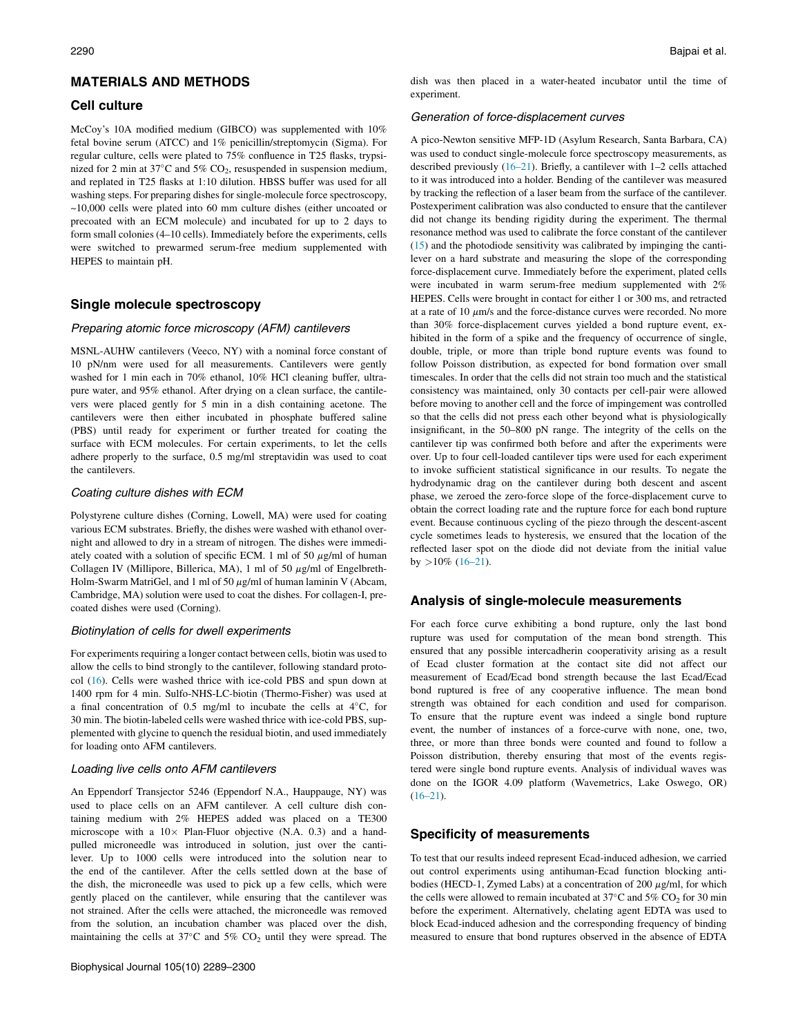## MATERIALS AND METHODS

### Cell culture

McCoy's 10A modified medium (GIBCO) was supplemented with 10% fetal bovine serum (ATCC) and 1% penicillin/streptomycin (Sigma). For regular culture, cells were plated to 75% confluence in T25 flasks, trypsinized for 2 min at 37°C and 5% $CO_2$, resuspended in suspension medium, and replated in T25 flasks at 1:10 dilution. HBSS buffer was used for all washing steps. For preparing dishes for single-molecule force spectroscopy, ~10,000 cells were plated into 60 mm culture dishes (either uncoated or precoated with an ECM molecule) and incubated for up to 2 days to form small colonies (4–10 cells). Immediately before the experiments, cells were switched to prewarmed serum-free medium supplemented with HEPES to maintain pH.

### Single molecule spectroscopy

#### *Preparing atomic force microscopy (AFM) cantilevers*

MSNL-AUHW cantilevers (Veeco, NY) with a nominal force constant of 10 pN/nm were used for all measurements. Cantilevers were gently washed for 1 min each in 70% ethanol, 10% HCl cleaning buffer, ultrapure water, and 95% ethanol. After drying on a clean surface, the cantilevers were placed gently for 5 min in a dish containing acetone. The cantilevers were then either incubated in phosphate buffered saline (PBS) until ready for experiment or further treated for coating the surface with ECM molecules. For certain experiments, to let the cells adhere properly to the surface, 0.5 mg/ml streptavidin was used to coat the cantilevers.

#### *Coating culture dishes with ECM*

Polystyrene culture dishes (Corning, Lowell, MA) were used for coating various ECM substrates. Briefly, the dishes were washed with ethanol overnight and allowed to dry in a stream of nitrogen. The dishes were immediately coated with a solution of specific ECM. 1 ml of 50 $\mu$g/ml of human Collagen IV (Millipore, Billerica, MA), 1 ml of 50 $\mu$g/ml of Engelbreth-Holm-Swarm MatriGel, and 1 ml of 50 $\mu$g/ml of human laminin V (Abcam, Cambridge, MA) solution were used to coat the dishes. For collagen-I, precoated dishes were used (Corning).

#### *Biotinylation of cells for dwell experiments*

For experiments requiring a longer contact between cells, biotin was used to allow the cells to bind strongly to the cantilever, following standard protocol (16). Cells were washed thrice with ice-cold PBS and spun down at 1400 rpm for 4 min. Sulfo-NHS-LC-biotin (Thermo-Fisher) was used at a final concentration of 0.5 mg/ml to incubate the cells at 4°C, for 30 min. The biotin-labeled cells were washed thrice with ice-cold PBS, supplemented with glycine to quench the residual biotin, and used immediately for loading onto AFM cantilevers.

#### *Loading live cells onto AFM cantilevers*

An Eppendorf Transjector 5246 (Eppendorf N.A., Hauppauge, NY) was used to place cells on an AFM cantilever. A cell culture dish containing medium with 2% HEPES added was placed on a TE300 microscope with a 10× Plan-Fluor objective (N.A. 0.3) and a hand-pulled microneedle was introduced in solution, just over the cantilever. Up to 1000 cells were introduced into the solution near to the end of the cantilever. After the cells settled down at the base of the dish, the microneedle was used to pick up a few cells, which were gently placed on the cantilever, while ensuring that the cantilever was not strained. After the cells were attached, the microneedle was removed from the solution, an incubation chamber was placed over the dish, maintaining the cells at 37°C and 5% $CO_2$ until they were spread. The dish was then placed in a water-heated incubator until the time of experiment.

#### *Generation of force-displacement curves*

A pico-Newton sensitive MFP-1D (Asylum Research, Santa Barbara, CA) was used to conduct single-molecule force spectroscopy measurements, as described previously (16–21). Briefly, a cantilever with 1–2 cells attached to it was introduced into a holder. Bending of the cantilever was measured by tracking the reflection of a laser beam from the surface of the cantilever. Postexperiment calibration was also conducted to ensure that the cantilever did not change its bending rigidity during the experiment. The thermal resonance method was used to calibrate the force constant of the cantilever (15) and the photodiode sensitivity was calibrated by impinging the cantilever on a hard substrate and measuring the slope of the corresponding force-displacement curve. Immediately before the experiment, plated cells were incubated in warm serum-free medium supplemented with 2% HEPES. Cells were brought in contact for either 1 or 300 ms, and retracted at a rate of 10 $\mu$m/s and the force-distance curves were recorded. No more than 30% force-displacement curves yielded a bond rupture event, exhibited in the form of a spike and the frequency of occurrence of single, double, triple, or more than triple bond rupture events was found to follow Poisson distribution, as expected for bond formation over small timescales. In order that the cells did not strain too much and the statistical consistency was maintained, only 30 contacts per cell-pair were allowed before moving to another cell and the force of impingement was controlled so that the cells did not press each other beyond what is physiologically insignificant, in the 50–800 pN range. The integrity of the cells on the cantilever tip was confirmed both before and after the experiments were over. Up to four cell-loaded cantilever tips were used for each experiment to invoke sufficient statistical significance in our results. To negate the hydrodynamic drag on the cantilever during both descent and ascent phase, we zeroed the zero-force slope of the force-displacement curve to obtain the correct loading rate and the rupture force for each bond rupture event. Because continuous cycling of the piezo through the descent-ascent cycle sometimes leads to hysteresis, we ensured that the location of the reflected laser spot on the diode did not deviate from the initial value by >10% (16–21).

### Analysis of single-molecule measurements

For each force curve exhibiting a bond rupture, only the last bond rupture was used for computation of the mean bond strength. This ensured that any possible intercadherin cooperativity arising as a result of Ecad cluster formation at the contact site did not affect our measurement of Ecad/Ecad bond strength because the last Ecad/Ecad bond ruptured is free of any cooperative influence. The mean bond strength was obtained for each condition and used for comparison. To ensure that the rupture event was indeed a single bond rupture event, the number of instances of a force-curve with none, one, two, three, or more than three bonds were counted and found to follow a Poisson distribution, thereby ensuring that most of the events registered were single bond rupture events. Analysis of individual waves was done on the IGOR 4.09 platform (Wavemetrics, Lake Oswego, OR) (16–21).

### Specificity of measurements

To test that our results indeed represent Ecad-induced adhesion, we carried out control experiments using antihuman-Ecad function blocking antibodies (HECD-1, Zymed Labs) at a concentration of 200 $\mu$g/ml, for which the cells were allowed to remain incubated at 37°C and 5% $CO_2$ for 30 min before the experiment. Alternatively, chelating agent EDTA was used to block Ecad-induced adhesion and the corresponding frequency of binding measured to ensure that bond ruptures observed in the absence of EDTA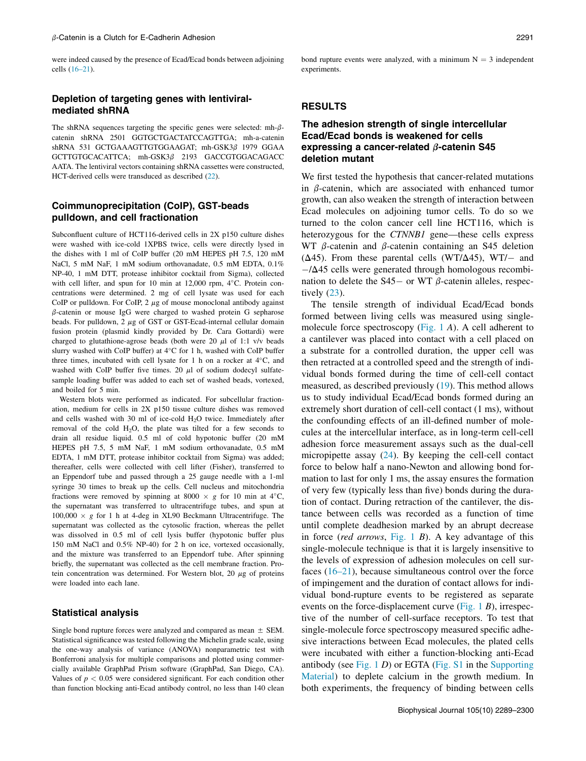were indeed caused by the presence of Ecad/Ecad bonds between adjoining cells (16–21).

### Depletion of targeting genes with lentiviral-mediated shRNA

The shRNA sequences targeting the specific genes were selected: mh-β-catenin shRNA 2501 GGTGCTGACTATCCAGTTGA; mh-a-catenin shRNA 531 GCTGAAAGTTGTGGAAGAT; mh-GSK3β 1979 GGAA GCTTGTGCACATTCA; mh-GSK3β 2193 GACCGTGGACAGACC AATA. The lentiviral vectors containing shRNA cassettes were constructed, HCT-derived cells were transduced as described (22).

### Coimmunoprecipitation (CoIP), GST-beads pulldown, and cell fractionation

Subconfluent culture of HCT116-derived cells in 2X p150 culture dishes were washed with ice-cold 1XPBS twice, cells were directly lysed in the dishes with 1 ml of CoIP buffer (20 mM HEPES pH 7.5, 120 mM NaCl, 5 mM NaF, 1 mM sodium orthovanadate, 0.5 mM EDTA, 0.1% NP-40, 1 mM DTT, protease inhibitor cocktail from Sigma), collected with cell lifter, and spun for 10 min at 12,000 rpm, 4°C. Protein concentrations were determined. 2 mg of cell lysate was used for each CoIP or pulldown. For CoIP, 2 μg of mouse monoclonal antibody against β-catenin or mouse IgG were charged to washed protein G sepharose beads. For pulldown, 2 μg of GST or GST-Ecad-internal cellular domain fusion protein (plasmid kindly provided by Dr. Cara Gottardi) were charged to glutathione-agrose beads (both were 20 μl of 1:1 v/v beads slurry washed with CoIP buffer) at 4°C for 1 h, washed with CoIP buffer three times, incubated with cell lysate for 1 h on a rocker at 4°C, and washed with CoIP buffer five times. 20 μl of sodium dodecyl sulfate-sample loading buffer was added to each set of washed beads, vortexed, and boiled for 5 min.

Western blots were performed as indicated. For subcellular fractionation, medium for cells in 2X p150 tissue culture dishes was removed and cells washed with 30 ml of ice-cold $H_2O$ twice. Immediately after removal of the cold $H_2O$, the plate was tilted for a few seconds to drain all residue liquid. 0.5 ml of cold hypotonic buffer (20 mM HEPES pH 7.5, 5 mM NaF, 1 mM sodium orthovanadate, 0.5 mM EDTA, 1 mM DTT, protease inhibitor cocktail from Sigma) was added; thereafter, cells were collected with cell lifter (Fisher), transferred to an Eppendorf tube and passed through a 25 gauge needle with a 1-ml syringe 30 times to break up the cells. Cell nucleus and mitochondria fractions were removed by spinning at 8000 × *g* for 10 min at 4°C, the supernatant was transferred to ultracentrifuge tubes, and spun at 100,000 × *g* for 1 h at 4-deg in XL90 Beckmann Ultracentrifuge. The supernatant was collected as the cytosolic fraction, whereas the pellet was dissolved in 0.5 ml of cell lysis buffer (hypotonic buffer plus 150 mM NaCl and 0.5% NP-40) for 2 h on ice, vortexed occasionally, and the mixture was transferred to an Eppendorf tube. After spinning briefly, the supernatant was collected as the cell membrane fraction. Protein concentration was determined. For Western blot, 20 μg of proteins were loaded into each lane.

### Statistical analysis

Single bond rupture forces were analyzed and compared as mean ± SEM. Statistical significance was tested following the Michelin grade scale, using the one-way analysis of variance (ANOVA) nonparametric test with Bonferroni analysis for multiple comparisons and plotted using commercially available GraphPad Prism software (GraphPad, San Diego, CA). Values of $p < 0.05$ were considered significant. For each condition other than function blocking anti-Ecad antibody control, no less than 140 clean bond rupture events were analyzed, with a minimum N = 3 independent experiments.

## RESULTS

### The adhesion strength of single intercellular Ecad/Ecad bonds is weakened for cells expressing a cancer-related β-catenin S45 deletion mutant

We first tested the hypothesis that cancer-related mutations in β-catenin, which are associated with enhanced tumor growth, can also weaken the strength of interaction between Ecad molecules on adjoining tumor cells. To do so we turned to the colon cancer cell line HCT116, which is heterozygous for the *CTNNB1* gene—these cells express WT β-catenin and β-catenin containing an S45 deletion (Δ45). From these parental cells (WT/Δ45), WT/− and −/Δ45 cells were generated through homologous recombination to delete the S45− or WT β-catenin alleles, respectively (23).

The tensile strength of individual Ecad/Ecad bonds formed between living cells was measured using single-molecule force spectroscopy (Fig. 1 *A*). A cell adherent to a cantilever was placed into contact with a cell placed on a substrate for a controlled duration, the upper cell was then retracted at a controlled speed and the strength of individual bonds formed during the time of cell-cell contact measured, as described previously (19). This method allows us to study individual Ecad/Ecad bonds formed during an extremely short duration of cell-cell contact (1 ms), without the confounding effects of an ill-defined number of molecules at the intercellular interface, as in long-term cell-cell adhesion force measurement assays such as the dual-cell micropipette assay (24). By keeping the cell-cell contact force to below half a nano-Newton and allowing bond formation to last for only 1 ms, the assay ensures the formation of very few (typically less than five) bonds during the duration of contact. During retraction of the cantilever, the distance between cells was recorded as a function of time until complete deadhesion marked by an abrupt decrease in force (*red arrows*, Fig. 1 *B*). A key advantage of this single-molecule technique is that it is largely insensitive to the levels of expression of adhesion molecules on cell surfaces (16–21), because simultaneous control over the force of impingement and the duration of contact allows for individual bond-rupture events to be registered as separate events on the force-displacement curve (Fig. 1 *B*), irrespective of the number of cell-surface receptors. To test that single-molecule force spectroscopy measured specific adhesive interactions between Ecad molecules, the plated cells were incubated with either a function-blocking anti-Ecad antibody (see Fig. 1 *D*) or EGTA (Fig. S1 in the Supporting Material) to deplete calcium in the growth medium. In both experiments, the frequency of binding between cells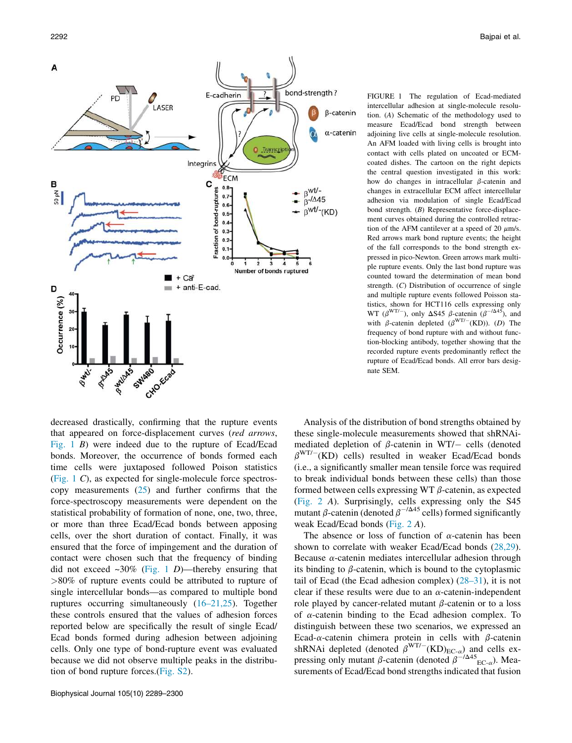FIGURE 1 The regulation of Ecad-mediated intercellular adhesion at single-molecule resolution. (*A*) Schematic of the methodology used to measure Ecad/Ecad bond strength between adjoining live cells at single-molecule resolution. An AFM loaded with living cells is brought into contact with cells plated on uncoated or ECM-coated dishes. The cartoon on the right depicts the central question investigated in this work: how do changes in intracellular $\beta$-catenin and changes in extracellular ECM affect intercellular adhesion via modulation of single Ecad/Ecad bond strength. (*B*) Representative force-displacement curves obtained during the controlled retraction of the AFM cantilever at a speed of 20 $\mu$m/s. Red arrows mark bond rupture events; the height of the fall corresponds to the bond strength expressed in pico-Newton. Green arrows mark multiple rupture events. Only the last bond rupture was counted toward the determination of mean bond strength. (*C*) Distribution of occurrence of single and multiple rupture events followed Poisson statistics, shown for HCT116 cells expressing only WT ($\beta^{WT/-}$), only $\Delta$S45 $\beta$-catenin ($\beta^{-/\Delta 45}$), and with $\beta$-catenin depleted ($\beta^{WT/-}$(KD)). (*D*) The frequency of bond rupture with and without function-blocking antibody, together showing that the recorded rupture events predominantly reflect the rupture of Ecad/Ecad bonds. All error bars designate SEM.

decreased drastically, confirming that the rupture events that appeared on force-displacement curves (*red arrows*, Fig. 1 *B*) were indeed due to the rupture of Ecad/Ecad bonds. Moreover, the occurrence of bonds formed each time cells were juxtaposed followed Poison statistics (Fig. 1 *C*), as expected for single-molecule force spectroscopy measurements (25) and further confirms that the force-spectroscopy measurements were dependent on the statistical probability of formation of none, one, two, three, or more than three Ecad/Ecad bonds between apposing cells, over the short duration of contact. Finally, it was ensured that the force of impingement and the duration of contact were chosen such that the frequency of binding did not exceed ~30% (Fig. 1 *D*)—thereby ensuring that >80% of rupture events could be attributed to rupture of single intercellular bonds—as compared to multiple bond ruptures occurring simultaneously (16–21,25). Together these controls ensured that the values of adhesion forces reported below are specifically the result of single Ecad/Ecad bonds formed during adhesion between adjoining cells. Only one type of bond-rupture event was evaluated because we did not observe multiple peaks in the distribution of bond rupture forces.(Fig. S2).

Analysis of the distribution of bond strengths obtained by these single-molecule measurements showed that shRNAi-mediated depletion of $\beta$-catenin in WT/− cells (denoted $\beta^{WT/-}$(KD) cells) resulted in weaker Ecad/Ecad bonds (i.e., a significantly smaller mean tensile force was required to break individual bonds between these cells) than those formed between cells expressing WT $\beta$-catenin, as expected (Fig. 2 *A*). Surprisingly, cells expressing only the S45 mutant $\beta$-catenin (denoted $\beta^{-/\Delta 45}$ cells) formed significantly weak Ecad/Ecad bonds (Fig. 2 *A*).

The absence or loss of function of $\alpha$-catenin has been shown to correlate with weaker Ecad/Ecad bonds (28,29). Because $\alpha$-catenin mediates intercellular adhesion through its binding to $\beta$-catenin, which is bound to the cytoplasmic tail of Ecad (the Ecad adhesion complex) (28–31), it is not clear if these results were due to an $\alpha$-catenin-independent role played by cancer-related mutant $\beta$-catenin or to a loss of $\alpha$-catenin binding to the Ecad adhesion complex. To distinguish between these two scenarios, we expressed an Ecad-$\alpha$-catenin chimera protein in cells with $\beta$-catenin shRNAi depleted (denoted $\beta^{WT/-}(KD)_{EC\text{-}\alpha}$) and cells expressing only mutant $\beta$-catenin (denoted $\beta^{-/\Delta 45}{}_{EC\text{-}\alpha}$). Measurements of Ecad/Ecad bond strengths indicated that fusion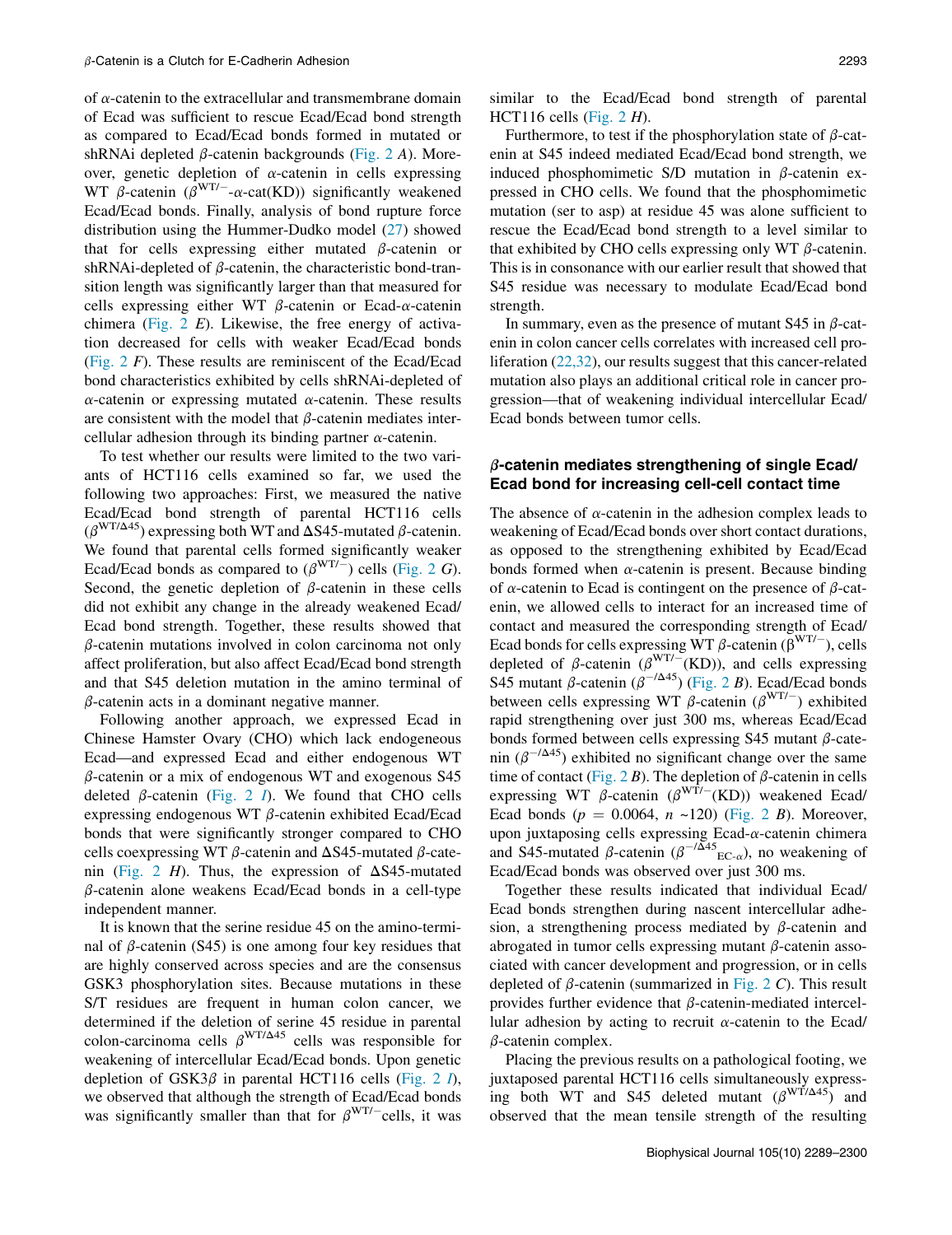of α-catenin to the extracellular and transmembrane domain of Ecad was sufficient to rescue Ecad/Ecad bond strength as compared to Ecad/Ecad bonds formed in mutated or shRNAi depleted β-catenin backgrounds (Fig. 2 *A*). Moreover, genetic depletion of α-catenin in cells expressing WT β-catenin ($\beta^{WT/-}$-α-cat(KD)) significantly weakened Ecad/Ecad bonds. Finally, analysis of bond rupture force distribution using the Hummer-Dudko model (27) showed that for cells expressing either mutated β-catenin or shRNAi-depleted of β-catenin, the characteristic bond-transition length was significantly larger than that measured for cells expressing either WT β-catenin or Ecad-α-catenin chimera (Fig. 2 *E*). Likewise, the free energy of activation decreased for cells with weaker Ecad/Ecad bonds (Fig. 2 *F*). These results are reminiscent of the Ecad/Ecad bond characteristics exhibited by cells shRNAi-depleted of α-catenin or expressing mutated α-catenin. These results are consistent with the model that β-catenin mediates intercellular adhesion through its binding partner α-catenin.

To test whether our results were limited to the two variants of HCT116 cells examined so far, we used the following two approaches: First, we measured the native Ecad/Ecad bond strength of parental HCT116 cells ($\beta^{WT/\Delta 45}$) expressing both WT and ΔS45-mutated β-catenin. We found that parental cells formed significantly weaker Ecad/Ecad bonds as compared to ($\beta^{WT/-}$) cells (Fig. 2 *G*). Second, the genetic depletion of β-catenin in these cells did not exhibit any change in the already weakened Ecad/Ecad bond strength. Together, these results showed that β-catenin mutations involved in colon carcinoma not only affect proliferation, but also affect Ecad/Ecad bond strength and that S45 deletion mutation in the amino terminal of β-catenin acts in a dominant negative manner.

Following another approach, we expressed Ecad in Chinese Hamster Ovary (CHO) which lack endogeneous Ecad—and expressed Ecad and either endogenous WT β-catenin or a mix of endogenous WT and exogenous S45 deleted β-catenin (Fig. 2 *I*). We found that CHO cells expressing endogenous WT β-catenin exhibited Ecad/Ecad bonds that were significantly stronger compared to CHO cells coexpressing WT β-catenin and ΔS45-mutated β-catenin (Fig. 2 *H*). Thus, the expression of ΔS45-mutated β-catenin alone weakens Ecad/Ecad bonds in a cell-type independent manner.

It is known that the serine residue 45 on the amino-terminal of β-catenin (S45) is one among four key residues that are highly conserved across species and are the consensus GSK3 phosphorylation sites. Because mutations in these S/T residues are frequent in human colon cancer, we determined if the deletion of serine 45 residue in parental colon-carcinoma cells $\beta^{WT/\Delta 45}$ cells was responsible for weakening of intercellular Ecad/Ecad bonds. Upon genetic depletion of GSK3β in parental HCT116 cells (Fig. 2 *I*), we observed that although the strength of Ecad/Ecad bonds was significantly smaller than that for $\beta^{WT/-}$cells, it was similar to the Ecad/Ecad bond strength of parental HCT116 cells (Fig. 2 *H*).

Furthermore, to test if the phosphorylation state of β-catenin at S45 indeed mediated Ecad/Ecad bond strength, we induced phosphomimetic S/D mutation in β-catenin expressed in CHO cells. We found that the phosphomimetic mutation (ser to asp) at residue 45 was alone sufficient to rescue the Ecad/Ecad bond strength to a level similar to that exhibited by CHO cells expressing only WT β-catenin. This is in consonance with our earlier result that showed that S45 residue was necessary to modulate Ecad/Ecad bond strength.

In summary, even as the presence of mutant S45 in β-catenin in colon cancer cells correlates with increased cell proliferation (22,32), our results suggest that this cancer-related mutation also plays an additional critical role in cancer progression—that of weakening individual intercellular Ecad/Ecad bonds between tumor cells.

### β-catenin mediates strengthening of single Ecad/Ecad bond for increasing cell-cell contact time

The absence of α-catenin in the adhesion complex leads to weakening of Ecad/Ecad bonds over short contact durations, as opposed to the strengthening exhibited by Ecad/Ecad bonds formed when α-catenin is present. Because binding of α-catenin to Ecad is contingent on the presence of β-catenin, we allowed cells to interact for an increased time of contact and measured the corresponding strength of Ecad/Ecad bonds for cells expressing WT β-catenin ($\beta^{WT/-}$), cells depleted of β-catenin ($\beta^{WT/-}$(KD)), and cells expressing S45 mutant β-catenin ($\beta^{-/\Delta 45}$) (Fig. 2 *B*). Ecad/Ecad bonds between cells expressing WT β-catenin ($\beta^{WT/-}$) exhibited rapid strengthening over just 300 ms, whereas Ecad/Ecad bonds formed between cells expressing S45 mutant β-catenin ($\beta^{-/\Delta 45}$) exhibited no significant change over the same time of contact (Fig. 2 *B*). The depletion of β-catenin in cells expressing WT β-catenin ($\beta^{WT/-}$(KD)) weakened Ecad/Ecad bonds ($p = 0.0064$, $n$ ~120) (Fig. 2 *B*). Moreover, upon juxtaposing cells expressing Ecad-α-catenin chimera and S45-mutated β-catenin ($\beta^{-/\Delta 45}{}_{EC\text{-}\alpha}$), no weakening of Ecad/Ecad bonds was observed over just 300 ms.

Together these results indicated that individual Ecad/Ecad bonds strengthen during nascent intercellular adhesion, a strengthening process mediated by β-catenin and abrogated in tumor cells expressing mutant β-catenin associated with cancer development and progression, or in cells depleted of β-catenin (summarized in Fig. 2 *C*). This result provides further evidence that β-catenin-mediated intercellular adhesion by acting to recruit α-catenin to the Ecad/β-catenin complex.

Placing the previous results on a pathological footing, we juxtaposed parental HCT116 cells simultaneously expressing both WT and S45 deleted mutant ($\beta^{WT/\Delta 45}$) and observed that the mean tensile strength of the resulting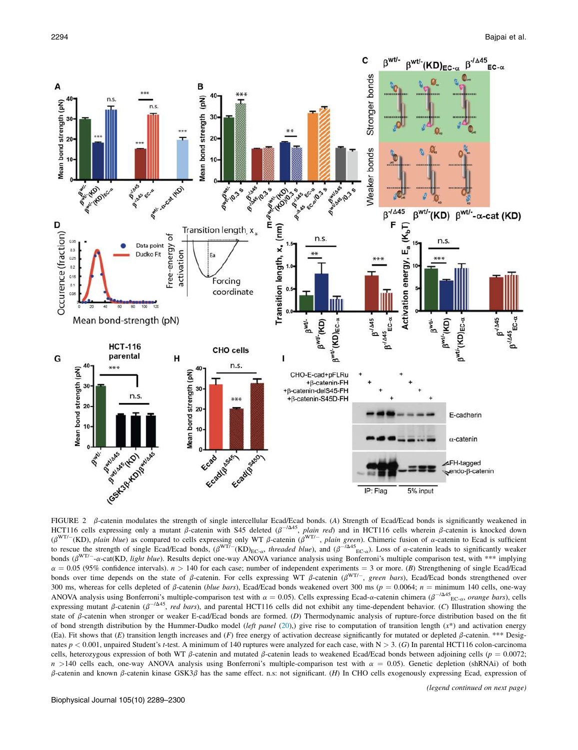FIGURE 2 β-catenin modulates the strength of single intercellular Ecad/Ecad bonds. (*A*) Strength of Ecad/Ecad bonds is significantly weakened in HCT116 cells expressing only a mutant β-catenin with S45 deleted ($\beta^{-/\Delta 45}$, *plain red*) and in HCT116 cells wherein β-catenin is knocked down ($\beta^{WT/-}$(KD), *plain blue*) as compared to cells expressing only WT β-catenin ($\beta^{WT/-}$, *plain green*). Chimeric fusion of α-catenin to Ecad is sufficient to rescue the strength of single Ecad/Ecad bonds, ($\beta^{WT/-}$(KD)$_{EC\text{-}\alpha}$, *threaded blue*), and ($\beta^{-/\Delta 45}{}_{EC\text{-}\alpha}$). Loss of α-catenin leads to significantly weaker bonds ($\beta^{WT/-}$-α-cat(KD), *light blue*). Results depict one-way ANOVA variance analysis using Bonferroni's multiple comparison test, with *** implying $\alpha = 0.05$ (95% confidence intervals). $n > 140$ for each case; number of independent experiments = 3 or more. (*B*) Strengthening of single Ecad/Ecad bonds over time depends on the state of β-catenin. For cells expressing WT β-catenin ($\beta^{WT/-}$, *green bars*), Ecad/Ecad bonds strengthened over 300 ms, whereas for cells depleted of β-catenin (*blue bars*), Ecad/Ecad bonds weakened overt 300 ms ($p = 0.0064$; $n$ = minimum 140 cells, one-way ANOVA analysis using Bonferroni's multiple-comparison test with $\alpha = 0.05$). Cells expressing Ecad-α-catenin chimera ($\beta^{-/\Delta 45}{}_{EC\text{-}\alpha}$, *orange bars*), cells expressing mutant β-catenin ($\beta^{-/\Delta 45}$, *red bars*), and parental HCT116 cells did not exhibit any time-dependent behavior. (*C*) Illustration showing the state of β-catenin when stronger or weaker E-cad/Ecad bonds are formed. (*D*) Thermodynamic analysis of rupture-force distribution based on the fit of bond strength distribution by the Hummer-Dudko model (*left panel* (20),) give rise to computation of transition length ($x^*$) and activation energy (Ea). Fit shows that (*E*) transition length increases and (*F*) free energy of activation decrease significantly for mutated or depleted β-catenin. *** Designates $p < 0.001$, unpaired Student's *t*-test. A minimum of 140 ruptures were analyzed for each case, with $N > 3$. (*G*) In parental HCT116 colon-carcinoma cells, heterozygous expression of both WT β-catenin and mutated β-catenin leads to weakened Ecad/Ecad bonds between adjoining cells ($p = 0.0072$; $n$ >140 cells each, one-way ANOVA analysis using Bonferroni's multiple-comparison test with $\alpha = 0.05$). Genetic depletion (shRNAi) of both β-catenin and known β-catenin kinase GSK3β has the same effect. n.s: not significant. (*H*) In CHO cells exogenously expressing Ecad, expression of

*(legend continued on next page)*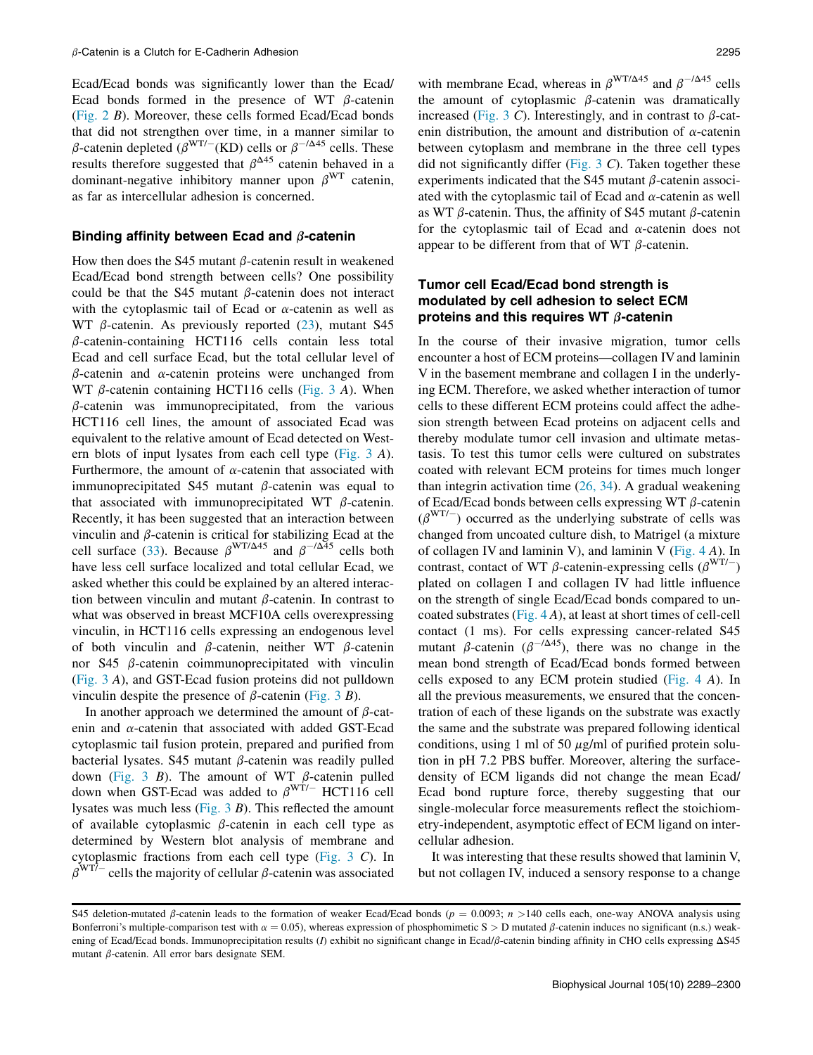Ecad/Ecad bonds was significantly lower than the Ecad/Ecad bonds formed in the presence of WT $\beta$-catenin (Fig. 2 *B*). Moreover, these cells formed Ecad/Ecad bonds that did not strengthen over time, in a manner similar to $\beta$-catenin depleted ($\beta^{WT/-}$(KD) cells or $\beta^{-/\Delta 45}$ cells. These results therefore suggested that $\beta^{\Delta 45}$ catenin behaved in a dominant-negative inhibitory manner upon $\beta^{WT}$ catenin, as far as intercellular adhesion is concerned.

### Binding affinity between Ecad and $\beta$-catenin

How then does the S45 mutant $\beta$-catenin result in weakened Ecad/Ecad bond strength between cells? One possibility could be that the S45 mutant $\beta$-catenin does not interact with the cytoplasmic tail of Ecad or $\alpha$-catenin as well as WT $\beta$-catenin. As previously reported (23), mutant S45 $\beta$-catenin-containing HCT116 cells contain less total Ecad and cell surface Ecad, but the total cellular level of $\beta$-catenin and $\alpha$-catenin proteins were unchanged from WT $\beta$-catenin containing HCT116 cells (Fig. 3 *A*). When $\beta$-catenin was immunoprecipitated, from the various HCT116 cell lines, the amount of associated Ecad was equivalent to the relative amount of Ecad detected on Western blots of input lysates from each cell type (Fig. 3 *A*). Furthermore, the amount of $\alpha$-catenin that associated with immunoprecipitated S45 mutant $\beta$-catenin was equal to that associated with immunoprecipitated WT $\beta$-catenin. Recently, it has been suggested that an interaction between vinculin and $\beta$-catenin is critical for stabilizing Ecad at the cell surface (33). Because $\beta^{WT/\Delta 45}$ and $\beta^{-/\Delta 45}$ cells both have less cell surface localized and total cellular Ecad, we asked whether this could be explained by an altered interaction between vinculin and mutant $\beta$-catenin. In contrast to what was observed in breast MCF10A cells overexpressing vinculin, in HCT116 cells expressing an endogenous level of both vinculin and $\beta$-catenin, neither WT $\beta$-catenin nor S45 $\beta$-catenin coimmunoprecipitated with vinculin (Fig. 3 *A*), and GST-Ecad fusion proteins did not pulldown vinculin despite the presence of $\beta$-catenin (Fig. 3 *B*).

In another approach we determined the amount of $\beta$-catenin and $\alpha$-catenin that associated with added GST-Ecad cytoplasmic tail fusion protein, prepared and purified from bacterial lysates. S45 mutant $\beta$-catenin was readily pulled down (Fig. 3 *B*). The amount of WT $\beta$-catenin pulled down when GST-Ecad was added to $\beta^{WT/-}$ HCT116 cell lysates was much less (Fig. 3 *B*). This reflected the amount of available cytoplasmic $\beta$-catenin in each cell type as determined by Western blot analysis of membrane and cytoplasmic fractions from each cell type (Fig. 3 *C*). In $\beta^{WT/-}$ cells the majority of cellular $\beta$-catenin was associated with membrane Ecad, whereas in $\beta^{WT/\Delta 45}$ and $\beta^{-/\Delta 45}$ cells the amount of cytoplasmic $\beta$-catenin was dramatically increased (Fig. 3 *C*). Interestingly, and in contrast to $\beta$-catenin distribution, the amount and distribution of $\alpha$-catenin between cytoplasm and membrane in the three cell types did not significantly differ (Fig. 3 *C*). Taken together these experiments indicated that the S45 mutant $\beta$-catenin associated with the cytoplasmic tail of Ecad and $\alpha$-catenin as well as WT $\beta$-catenin. Thus, the affinity of S45 mutant $\beta$-catenin for the cytoplasmic tail of Ecad and $\alpha$-catenin does not appear to be different from that of WT $\beta$-catenin.

### Tumor cell Ecad/Ecad bond strength is modulated by cell adhesion to select ECM proteins and this requires WT $\beta$-catenin

In the course of their invasive migration, tumor cells encounter a host of ECM proteins—collagen IV and laminin V in the basement membrane and collagen I in the underlying ECM. Therefore, we asked whether interaction of tumor cells to these different ECM proteins could affect the adhesion strength between Ecad proteins on adjacent cells and thereby modulate tumor cell invasion and ultimate metastasis. To test this tumor cells were cultured on substrates coated with relevant ECM proteins for times much longer than integrin activation time (26, 34). A gradual weakening of Ecad/Ecad bonds between cells expressing WT $\beta$-catenin ($\beta^{WT/-}$) occurred as the underlying substrate of cells was changed from uncoated culture dish, to Matrigel (a mixture of collagen IV and laminin V), and laminin V (Fig. 4 *A*). In contrast, contact of WT $\beta$-catenin-expressing cells ($\beta^{WT/-}$) plated on collagen I and collagen IV had little influence on the strength of single Ecad/Ecad bonds compared to uncoated substrates (Fig. 4 *A*), at least at short times of cell-cell contact (1 ms). For cells expressing cancer-related S45 mutant $\beta$-catenin ($\beta^{-/\Delta 45}$), there was no change in the mean bond strength of Ecad/Ecad bonds formed between cells exposed to any ECM protein studied (Fig. 4 *A*). In all the previous measurements, we ensured that the concentration of each of these ligands on the substrate was exactly the same and the substrate was prepared following identical conditions, using 1 ml of 50 $\mu$g/ml of purified protein solution in pH 7.2 PBS buffer. Moreover, altering the surface-density of ECM ligands did not change the mean Ecad/Ecad bond rupture force, thereby suggesting that our single-molecular force measurements reflect the stoichiometry-independent, asymptotic effect of ECM ligand on intercellular adhesion.

It was interesting that these results showed that laminin V, but not collagen IV, induced a sensory response to a change

S45 deletion-mutated $\beta$-catenin leads to the formation of weaker Ecad/Ecad bonds ($p = 0.0093$; $n > 140$ cells each, one-way ANOVA analysis using Bonferroni's multiple-comparison test with $\alpha = 0.05$), whereas expression of phosphomimetic S > D mutated $\beta$-catenin induces no significant (n.s.) weakening of Ecad/Ecad bonds. Immunoprecipitation results (*I*) exhibit no significant change in Ecad/$\beta$-catenin binding affinity in CHO cells expressing $\Delta$S45 mutant $\beta$-catenin. All error bars designate SEM.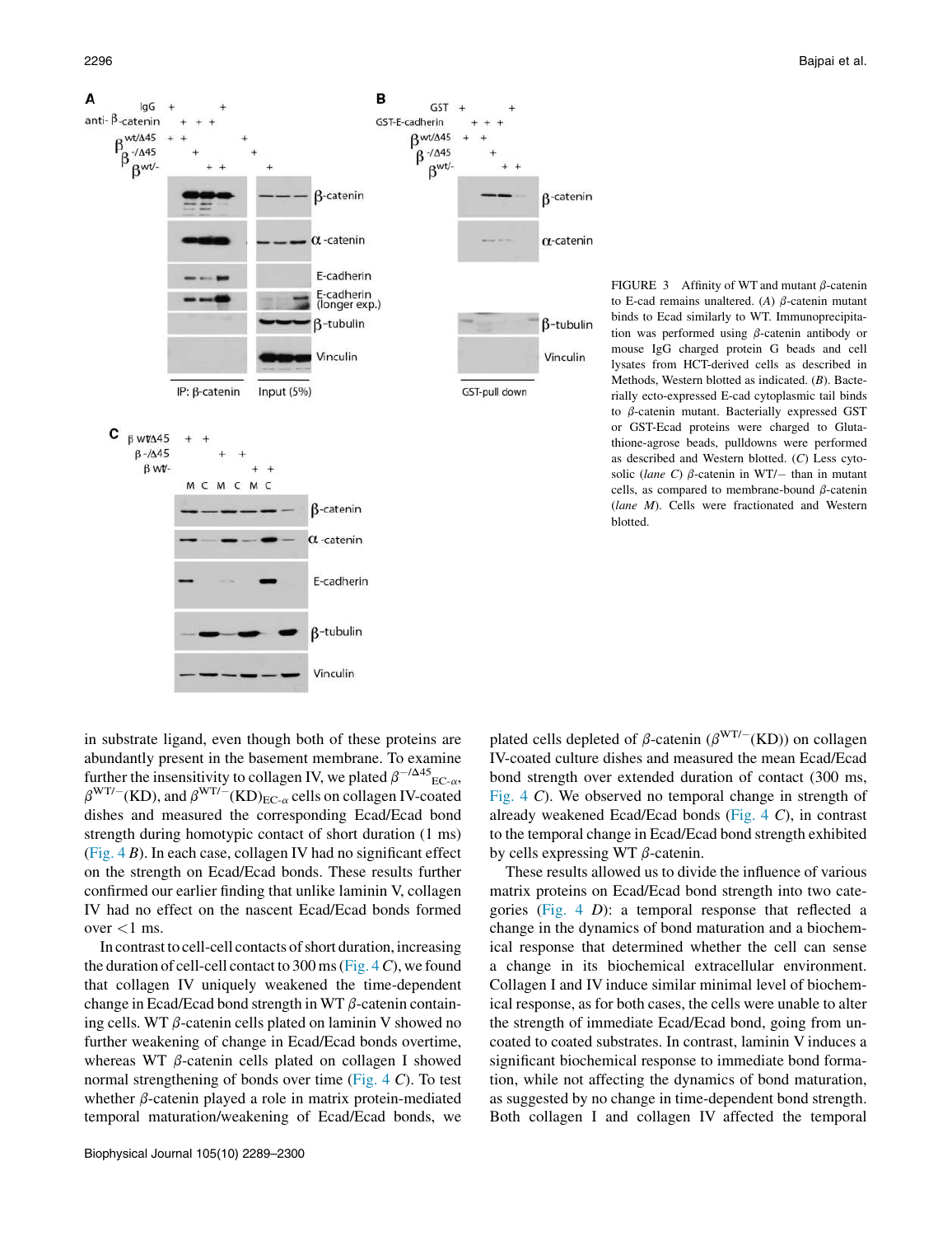FIGURE 3 Affinity of WT and mutant $\beta$-catenin to E-cad remains unaltered. (*A*) $\beta$-catenin mutant binds to Ecad similarly to WT. Immunoprecipitation was performed using $\beta$-catenin antibody or mouse IgG charged protein G beads and cell lysates from HCT-derived cells as described in Methods, Western blotted as indicated. (*B*). Bacterially ecto-expressed E-cad cytoplasmic tail binds to $\beta$-catenin mutant. Bacterially expressed GST or GST-Ecad proteins were charged to Glutathione-agrose beads, pulldowns were performed as described and Western blotted. (*C*) Less cytosolic (*lane C*) $\beta$-catenin in WT/− than in mutant cells, as compared to membrane-bound $\beta$-catenin (*lane M*). Cells were fractionated and Western blotted.

in substrate ligand, even though both of these proteins are abundantly present in the basement membrane. To examine further the insensitivity to collagen IV, we plated $\beta^{-/\Delta 45}{}_{EC\text{-}\alpha}$, $\beta^{WT/-}$(KD), and $\beta^{WT/-}(KD)_{EC\text{-}\alpha}$ cells on collagen IV-coated dishes and measured the corresponding Ecad/Ecad bond strength during homotypic contact of short duration (1 ms) (Fig. 4 *B*). In each case, collagen IV had no significant effect on the strength on Ecad/Ecad bonds. These results further confirmed our earlier finding that unlike laminin V, collagen IV had no effect on the nascent Ecad/Ecad bonds formed over <1 ms.

In contrast to cell-cell contacts of short duration, increasing the duration of cell-cell contact to 300 ms (Fig. 4 *C*), we found that collagen IV uniquely weakened the time-dependent change in Ecad/Ecad bond strength in WT $\beta$-catenin containing cells. WT $\beta$-catenin cells plated on laminin V showed no further weakening of change in Ecad/Ecad bonds overtime, whereas WT $\beta$-catenin cells plated on collagen I showed normal strengthening of bonds over time (Fig. 4 *C*). To test whether $\beta$-catenin played a role in matrix protein-mediated temporal maturation/weakening of Ecad/Ecad bonds, we plated cells depleted of $\beta$-catenin ($\beta^{WT/-}$(KD)) on collagen IV-coated culture dishes and measured the mean Ecad/Ecad bond strength over extended duration of contact (300 ms, Fig. 4 *C*). We observed no temporal change in strength of already weakened Ecad/Ecad bonds (Fig. 4 *C*), in contrast to the temporal change in Ecad/Ecad bond strength exhibited by cells expressing WT $\beta$-catenin.

These results allowed us to divide the influence of various matrix proteins on Ecad/Ecad bond strength into two categories (Fig. 4 *D*): a temporal response that reflected a change in the dynamics of bond maturation and a biochemical response that determined whether the cell can sense a change in its biochemical extracellular environment. Collagen I and IV induce similar minimal level of biochemical response, as for both cases, the cells were unable to alter the strength of immediate Ecad/Ecad bond, going from uncoated to coated substrates. In contrast, laminin V induces a significant biochemical response to immediate bond formation, while not affecting the dynamics of bond maturation, as suggested by no change in time-dependent bond strength. Both collagen I and collagen IV affected the temporal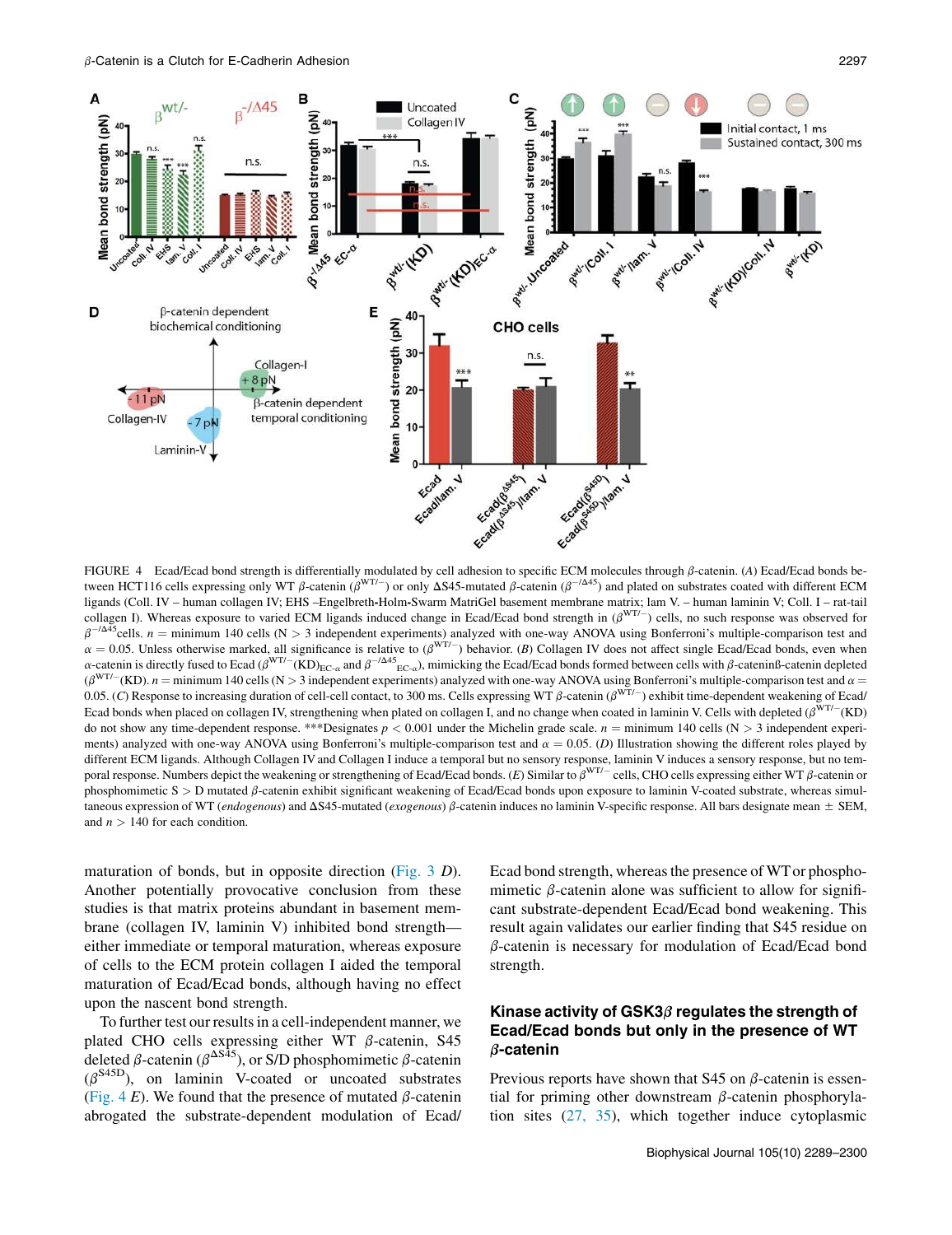FIGURE 4 Ecad/Ecad bond strength is differentially modulated by cell adhesion to specific ECM molecules through $\beta$-catenin. (*A*) Ecad/Ecad bonds between HCT116 cells expressing only WT $\beta$-catenin ($\beta^{WT/-}$) or only $\Delta$S45-mutated $\beta$-catenin ($\beta^{-/\Delta 45}$) and plated on substrates coated with different ECM ligands (Coll. IV – human collagen IV; EHS –Engelbreth-Holm-Swarm MatriGel basement membrane matrix; lam V. – human laminin V; Coll. I – rat-tail collagen I). Whereas exposure to varied ECM ligands induced change in Ecad/Ecad bond strength in ($\beta^{WT/-}$) cells, no such response was observed for $\beta^{-/\Delta 45}$cells. $n$ = minimum 140 cells (N > 3 independent experiments) analyzed with one-way ANOVA using Bonferroni's multiple-comparison test and $\alpha$ = 0.05. Unless otherwise marked, all significance is relative to ($\beta^{WT/-}$) behavior. (*B*) Collagen IV does not affect single Ecad/Ecad bonds, even when $\alpha$-catenin is directly fused to Ecad ($\beta^{WT/-}$(KD)$_{EC\text{-}\alpha}$ and $\beta^{-/\Delta 45}{}_{EC\text{-}\alpha}$), mimicking the Ecad/Ecad bonds formed between cells with $\beta$-cateninß-catenin depleted ($\beta^{WT/-}$(KD). $n$ = minimum 140 cells (N > 3 independent experiments) analyzed with one-way ANOVA using Bonferroni's multiple-comparison test and $\alpha$ = 0.05. (*C*) Response to increasing duration of cell-cell contact, to 300 ms. Cells expressing WT $\beta$-catenin ($\beta^{WT/-}$) exhibit time-dependent weakening of Ecad/Ecad bonds when placed on collagen IV, strengthening when plated on collagen I, and no change when coated in laminin V. Cells with depleted ($\beta^{WT/-}$(KD) do not show any time-dependent response. ***Designates $p$ < 0.001 under the Michelin grade scale. $n$ = minimum 140 cells (N > 3 independent experiments) analyzed with one-way ANOVA using Bonferroni's multiple-comparison test and $\alpha$ = 0.05. (*D*) Illustration showing the different roles played by different ECM ligands. Although Collagen IV and Collagen I induce a temporal but no sensory response, laminin V induces a sensory response, but no temporal response. Numbers depict the weakening or strengthening of Ecad/Ecad bonds. (*E*) Similar to $\beta^{WT/-}$ cells, CHO cells expressing either WT $\beta$-catenin or phosphomimetic S > D mutated $\beta$-catenin exhibit significant weakening of Ecad/Ecad bonds upon exposure to laminin V-coated substrate, whereas simultaneous expression of WT (*endogenous*) and $\Delta$S45-mutated (*exogenous*) $\beta$-catenin induces no laminin V-specific response. All bars designate mean ± SEM, and $n$ > 140 for each condition.

maturation of bonds, but in opposite direction (Fig. 3 *D*). Another potentially provocative conclusion from these studies is that matrix proteins abundant in basement membrane (collagen IV, laminin V) inhibited bond strength—either immediate or temporal maturation, whereas exposure of cells to the ECM protein collagen I aided the temporal maturation of Ecad/Ecad bonds, although having no effect upon the nascent bond strength.

To further test our results in a cell-independent manner, we plated CHO cells expressing either WT $\beta$-catenin, S45 deleted $\beta$-catenin ($\beta^{\Delta S45}$), or S/D phosphomimetic $\beta$-catenin ($\beta^{S45D}$), on laminin V-coated or uncoated substrates (Fig. 4 *E*). We found that the presence of mutated $\beta$-catenin abrogated the substrate-dependent modulation of Ecad/Ecad bond strength, whereas the presence of WT or phosphomimetic $\beta$-catenin alone was sufficient to allow for significant substrate-dependent Ecad/Ecad bond weakening. This result again validates our earlier finding that S45 residue on $\beta$-catenin is necessary for modulation of Ecad/Ecad bond strength.

## Kinase activity of GSK3$\beta$ regulates the strength of Ecad/Ecad bonds but only in the presence of WT $\beta$-catenin

Previous reports have shown that S45 on $\beta$-catenin is essential for priming other downstream $\beta$-catenin phosphorylation sites (27, 35), which together induce cytoplasmic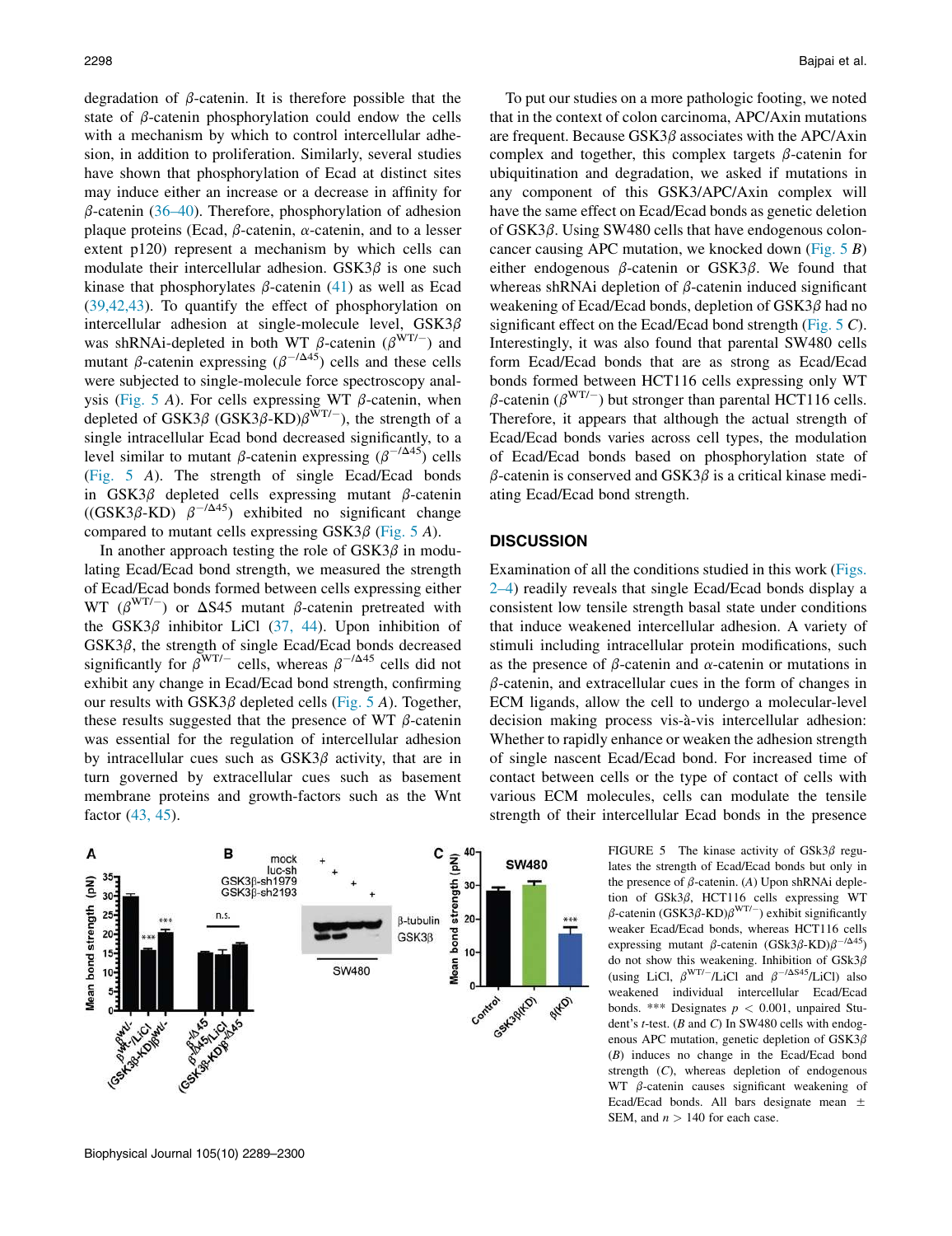degradation of β-catenin. It is therefore possible that the state of β-catenin phosphorylation could endow the cells with a mechanism by which to control intercellular adhesion, in addition to proliferation. Similarly, several studies have shown that phosphorylation of Ecad at distinct sites may induce either an increase or a decrease in affinity for β-catenin (36–40). Therefore, phosphorylation of adhesion plaque proteins (Ecad, β-catenin, α-catenin, and to a lesser extent p120) represent a mechanism by which cells can modulate their intercellular adhesion. GSK3β is one such kinase that phosphorylates β-catenin (41) as well as Ecad (39,42,43). To quantify the effect of phosphorylation on intercellular adhesion at single-molecule level, GSK3β was shRNAi-depleted in both WT β-catenin ($\beta^{WT/-}$) and mutant β-catenin expressing ($\beta^{-/\Delta 45}$) cells and these cells were subjected to single-molecule force spectroscopy analysis (Fig. 5 *A*). For cells expressing WT β-catenin, when depleted of GSK3β (GSK3β-KD)$\beta^{WT/-}$), the strength of a single intracellular Ecad bond decreased significantly, to a level similar to mutant β-catenin expressing ($\beta^{-/\Delta 45}$) cells (Fig. 5 *A*). The strength of single Ecad/Ecad bonds in GSK3β depleted cells expressing mutant β-catenin ((GSK3β-KD) $\beta^{-/\Delta 45}$) exhibited no significant change compared to mutant cells expressing GSK3β (Fig. 5 *A*).

In another approach testing the role of GSK3β in modulating Ecad/Ecad bond strength, we measured the strength of Ecad/Ecad bonds formed between cells expressing either WT ($\beta^{WT/-}$) or ΔS45 mutant β-catenin pretreated with the GSK3β inhibitor LiCl (37, 44). Upon inhibition of GSK3β, the strength of single Ecad/Ecad bonds decreased significantly for $\beta^{WT/-}$ cells, whereas $\beta^{-/\Delta 45}$ cells did not exhibit any change in Ecad/Ecad bond strength, confirming our results with GSK3β depleted cells (Fig. 5 *A*). Together, these results suggested that the presence of WT β-catenin was essential for the regulation of intercellular adhesion by intracellular cues such as GSK3β activity, that are in turn governed by extracellular cues such as basement membrane proteins and growth-factors such as the Wnt factor (43, 45).

To put our studies on a more pathologic footing, we noted that in the context of colon carcinoma, APC/Axin mutations are frequent. Because GSK3β associates with the APC/Axin complex and together, this complex targets β-catenin for ubiquitination and degradation, we asked if mutations in any component of this GSK3/APC/Axin complex will have the same effect on Ecad/Ecad bonds as genetic deletion of GSK3β. Using SW480 cells that have endogenous colon-cancer causing APC mutation, we knocked down (Fig. 5 *B*) either endogenous β-catenin or GSK3β. We found that whereas shRNAi depletion of β-catenin induced significant weakening of Ecad/Ecad bonds, depletion of GSK3β had no significant effect on the Ecad/Ecad bond strength (Fig. 5 *C*). Interestingly, it was also found that parental SW480 cells form Ecad/Ecad bonds that are as strong as Ecad/Ecad bonds formed between HCT116 cells expressing only WT β-catenin ($\beta^{WT/-}$) but stronger than parental HCT116 cells. Therefore, it appears that although the actual strength of Ecad/Ecad bonds varies across cell types, the modulation of Ecad/Ecad bonds based on phosphorylation state of β-catenin is conserved and GSK3β is a critical kinase mediating Ecad/Ecad bond strength.

## DISCUSSION

Examination of all the conditions studied in this work (Figs. 2–4) readily reveals that single Ecad/Ecad bonds display a consistent low tensile strength basal state under conditions that induce weakened intercellular adhesion. A variety of stimuli including intracellular protein modifications, such as the presence of β-catenin and α-catenin or mutations in β-catenin, and extracellular cues in the form of changes in ECM ligands, allow the cell to undergo a molecular-level decision making process vis-à-vis intercellular adhesion: Whether to rapidly enhance or weaken the adhesion strength of single nascent Ecad/Ecad bond. For increased time of contact between cells or the type of contact of cells with various ECM molecules, cells can modulate the tensile strength of their intercellular Ecad bonds in the presence

FIGURE 5 The kinase activity of GSk3β regulates the strength of Ecad/Ecad bonds but only in the presence of β-catenin. (*A*) Upon shRNAi depletion of GSk3β, HCT116 cells expressing WT β-catenin (GSK3β-KD)$\beta^{WT/-}$) exhibit significantly weaker Ecad/Ecad bonds, whereas HCT116 cells expressing mutant β-catenin (GSk3β-KD)$\beta^{-/\Delta 45}$) do not show this weakening. Inhibition of GSk3β (using LiCl, $\beta^{WT/-}$/LiCl and $\beta^{-/\Delta S45}$/LiCl) also weakened individual intercellular Ecad/Ecad bonds. *** Designates $p < 0.001$, unpaired Student's *t*-test. (*B* and *C*) In SW480 cells with endogenous APC mutation, genetic depletion of GSK3β (*B*) induces no change in the Ecad/Ecad bond strength (*C*), whereas depletion of endogenous WT β-catenin causes significant weakening of Ecad/Ecad bonds. All bars designate mean ± SEM, and $n > 140$ for each case.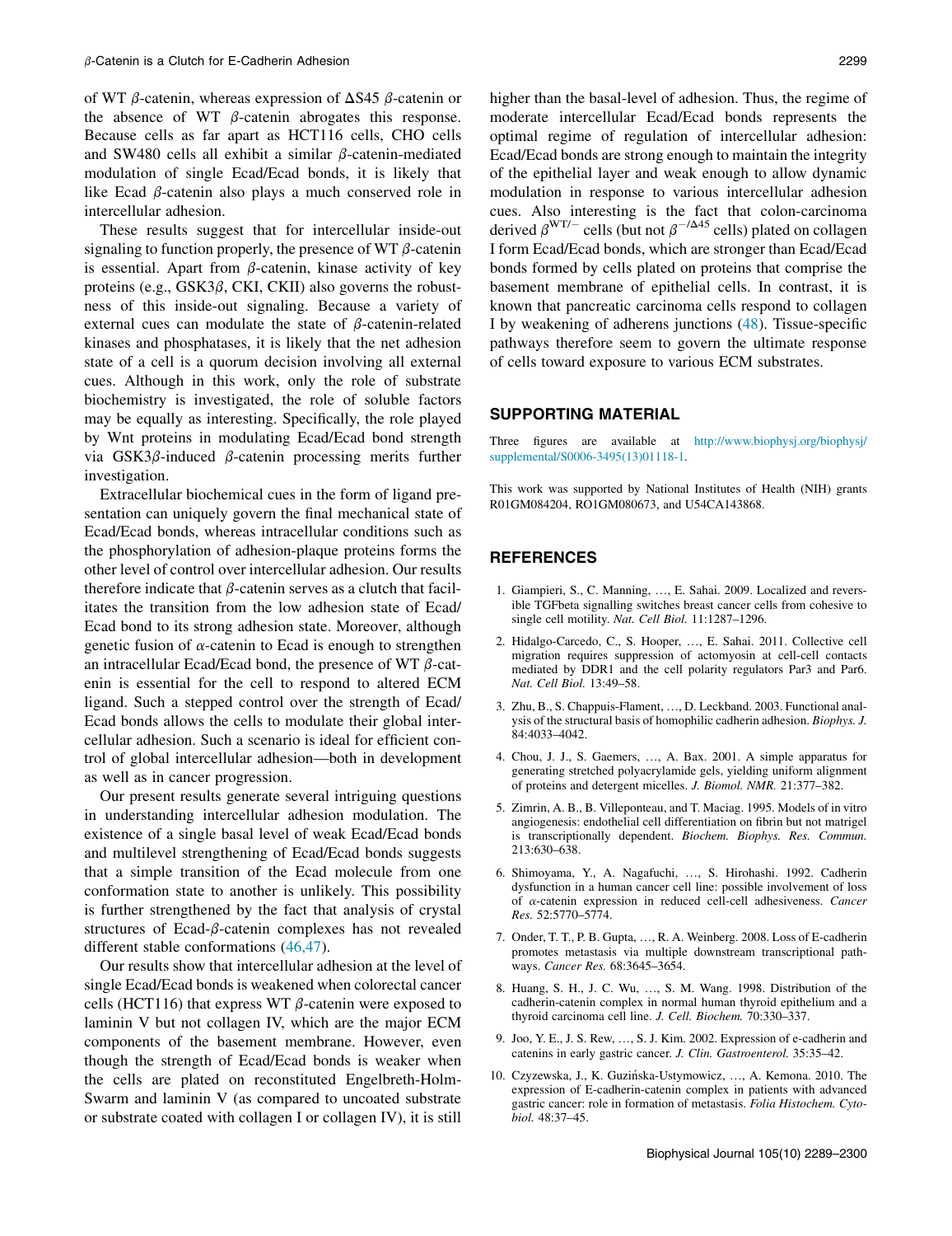of WT β-catenin, whereas expression of ΔS45 β-catenin or the absence of WT β-catenin abrogates this response. Because cells as far apart as HCT116 cells, CHO cells and SW480 cells all exhibit a similar β-catenin-mediated modulation of single Ecad/Ecad bonds, it is likely that like Ecad β-catenin also plays a much conserved role in intercellular adhesion.

These results suggest that for intercellular inside-out signaling to function properly, the presence of WT β-catenin is essential. Apart from β-catenin, kinase activity of key proteins (e.g., GSK3β, CKI, CKII) also governs the robustness of this inside-out signaling. Because a variety of external cues can modulate the state of β-catenin-related kinases and phosphatases, it is likely that the net adhesion state of a cell is a quorum decision involving all external cues. Although in this work, only the role of substrate biochemistry is investigated, the role of soluble factors may be equally as interesting. Specifically, the role played by Wnt proteins in modulating Ecad/Ecad bond strength via GSK3β-induced β-catenin processing merits further investigation.

Extracellular biochemical cues in the form of ligand presentation can uniquely govern the final mechanical state of Ecad/Ecad bonds, whereas intracellular conditions such as the phosphorylation of adhesion-plaque proteins forms the other level of control over intercellular adhesion. Our results therefore indicate that β-catenin serves as a clutch that facilitates the transition from the low adhesion state of Ecad/Ecad bond to its strong adhesion state. Moreover, although genetic fusion of α-catenin to Ecad is enough to strengthen an intracellular Ecad/Ecad bond, the presence of WT β-catenin is essential for the cell to respond to altered ECM ligand. Such a stepped control over the strength of Ecad/Ecad bonds allows the cells to modulate their global intercellular adhesion. Such a scenario is ideal for efficient control of global intercellular adhesion—both in development as well as in cancer progression.

Our present results generate several intriguing questions in understanding intercellular adhesion modulation. The existence of a single basal level of weak Ecad/Ecad bonds and multilevel strengthening of Ecad/Ecad bonds suggests that a simple transition of the Ecad molecule from one conformation state to another is unlikely. This possibility is further strengthened by the fact that analysis of crystal structures of Ecad-β-catenin complexes has not revealed different stable conformations (46,47).

Our results show that intercellular adhesion at the level of single Ecad/Ecad bonds is weakened when colorectal cancer cells (HCT116) that express WT β-catenin were exposed to laminin V but not collagen IV, which are the major ECM components of the basement membrane. However, even though the strength of Ecad/Ecad bonds is weaker when the cells are plated on reconstituted Engelbreth-Holm-Swarm and laminin V (as compared to uncoated substrate or substrate coated with collagen I or collagen IV), it is still higher than the basal-level of adhesion. Thus, the regime of moderate intercellular Ecad/Ecad bonds represents the optimal regime of regulation of intercellular adhesion: Ecad/Ecad bonds are strong enough to maintain the integrity of the epithelial layer and weak enough to allow dynamic modulation in response to various intercellular adhesion cues. Also interesting is the fact that colon-carcinoma derived $\beta^{WT/-}$ cells (but not $\beta^{-/\Delta45}$ cells) plated on collagen I form Ecad/Ecad bonds, which are stronger than Ecad/Ecad bonds formed by cells plated on proteins that comprise the basement membrane of epithelial cells. In contrast, it is known that pancreatic carcinoma cells respond to collagen I by weakening of adherens junctions (48). Tissue-specific pathways therefore seem to govern the ultimate response of cells toward exposure to various ECM substrates.

## SUPPORTING MATERIAL

Three figures are available at http://www.biophysj.org/biophysj/supplemental/S0006-3495(13)01118-1.

This work was supported by National Institutes of Health (NIH) grants R01GM084204, RO1GM080673, and U54CA143868.

## REFERENCES

1. Giampieri, S., C. Manning, …, E. Sahai. 2009. Localized and reversible TGFbeta signalling switches breast cancer cells from cohesive to single cell motility. *Nat. Cell Biol.* 11:1287–1296.
2. Hidalgo-Carcedo, C., S. Hooper, …, E. Sahai. 2011. Collective cell migration requires suppression of actomyosin at cell-cell contacts mediated by DDR1 and the cell polarity regulators Par3 and Par6. *Nat. Cell Biol.* 13:49–58.
3. Zhu, B., S. Chappuis-Flament, …, D. Leckband. 2003. Functional analysis of the structural basis of homophilic cadherin adhesion. *Biophys. J.* 84:4033–4042.
4. Chou, J. J., S. Gaemers, …, A. Bax. 2001. A simple apparatus for generating stretched polyacrylamide gels, yielding uniform alignment of proteins and detergent micelles. *J. Biomol. NMR.* 21:377–382.
5. Zimrin, A. B., B. Villeponteau, and T. Maciag. 1995. Models of in vitro angiogenesis: endothelial cell differentiation on fibrin but not matrigel is transcriptionally dependent. *Biochem. Biophys. Res. Commun.* 213:630–638.
6. Shimoyama, Y., A. Nagafuchi, …, S. Hirohashi. 1992. Cadherin dysfunction in a human cancer cell line: possible involvement of loss of α-catenin expression in reduced cell-cell adhesiveness. *Cancer Res.* 52:5770–5774.
7. Onder, T. T., P. B. Gupta, …, R. A. Weinberg. 2008. Loss of E-cadherin promotes metastasis via multiple downstream transcriptional pathways. *Cancer Res.* 68:3645–3654.
8. Huang, S. H., J. C. Wu, …, S. M. Wang. 1998. Distribution of the cadherin-catenin complex in normal human thyroid epithelium and a thyroid carcinoma cell line. *J. Cell. Biochem.* 70:330–337.
9. Joo, Y. E., J. S. Rew, …, S. J. Kim. 2002. Expression of e-cadherin and catenins in early gastric cancer. *J. Clin. Gastroenterol.* 35:35–42.
10. Czyzewska, J., K. Guzińska-Ustymowicz, …, A. Kemona. 2010. The expression of E-cadherin-catenin complex in patients with advanced gastric cancer: role in formation of metastasis. *Folia Histochem. Cytobiol.* 48:37–45.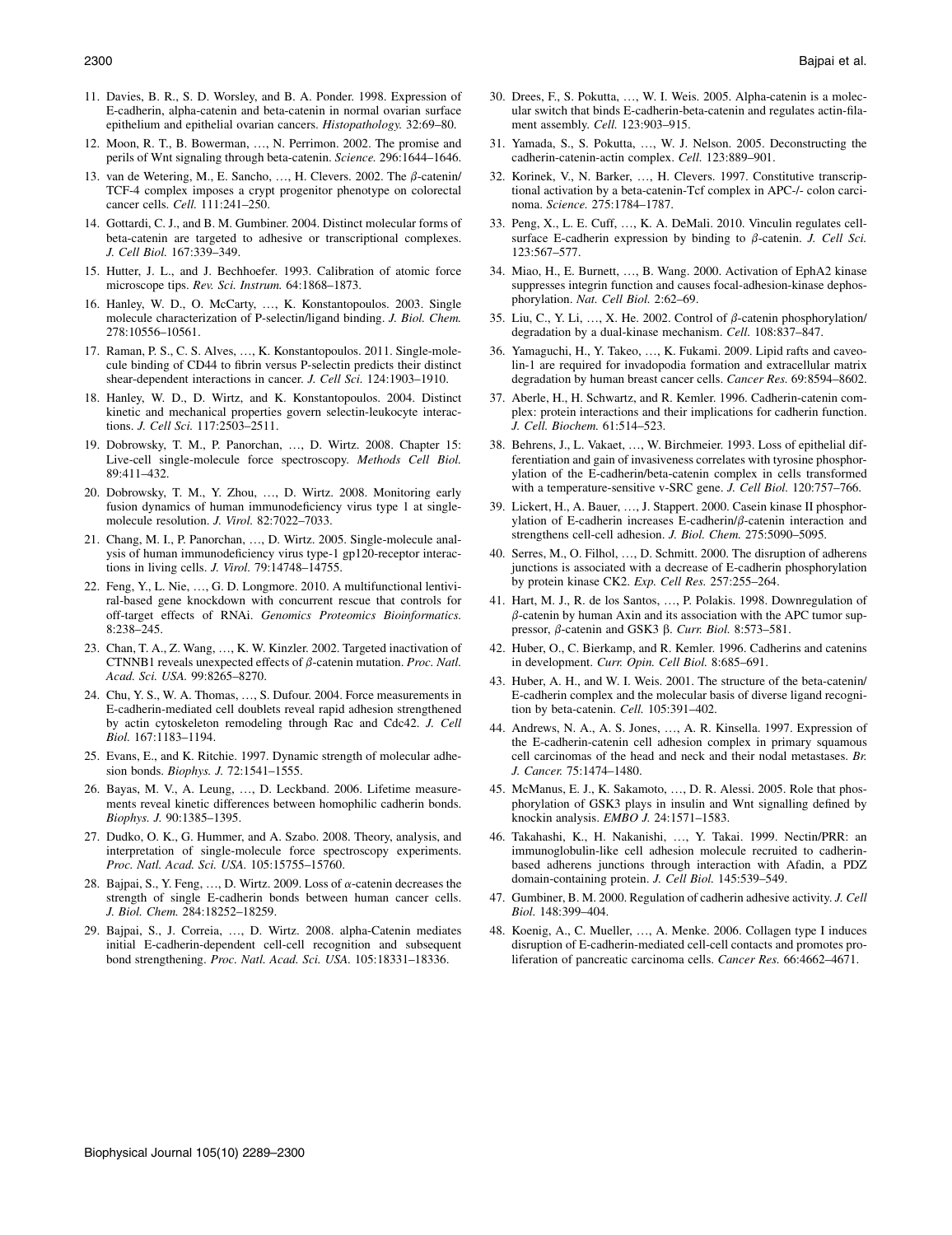11. Davies, B. R., S. D. Worsley, and B. A. Ponder. 1998. Expression of E-cadherin, alpha-catenin and beta-catenin in normal ovarian surface epithelium and epithelial ovarian cancers. *Histopathology.* 32:69–80.

12. Moon, R. T., B. Bowerman, …, N. Perrimon. 2002. The promise and perils of Wnt signaling through beta-catenin. *Science.* 296:1644–1646.

13. van de Wetering, M., E. Sancho, …, H. Clevers. 2002. The β-catenin/TCF-4 complex imposes a crypt progenitor phenotype on colorectal cancer cells. *Cell.* 111:241–250.

14. Gottardi, C. J., and B. M. Gumbiner. 2004. Distinct molecular forms of beta-catenin are targeted to adhesive or transcriptional complexes. *J. Cell Biol.* 167:339–349.

15. Hutter, J. L., and J. Bechhoefer. 1993. Calibration of atomic force microscope tips. *Rev. Sci. Instrum.* 64:1868–1873.

16. Hanley, W. D., O. McCarty, …, K. Konstantopoulos. 2003. Single molecule characterization of P-selectin/ligand binding. *J. Biol. Chem.* 278:10556–10561.

17. Raman, P. S., C. S. Alves, …, K. Konstantopoulos. 2011. Single-molecule binding of CD44 to fibrin versus P-selectin predicts their distinct shear-dependent interactions in cancer. *J. Cell Sci.* 124:1903–1910.

18. Hanley, W. D., D. Wirtz, and K. Konstantopoulos. 2004. Distinct kinetic and mechanical properties govern selectin-leukocyte interactions. *J. Cell Sci.* 117:2503–2511.

19. Dobrowsky, T. M., P. Panorchan, …, D. Wirtz. 2008. Chapter 15: Live-cell single-molecule force spectroscopy. *Methods Cell Biol.* 89:411–432.

20. Dobrowsky, T. M., Y. Zhou, …, D. Wirtz. 2008. Monitoring early fusion dynamics of human immunodeficiency virus type 1 at single-molecule resolution. *J. Virol.* 82:7022–7033.

21. Chang, M. I., P. Panorchan, …, D. Wirtz. 2005. Single-molecule analysis of human immunodeficiency virus type-1 gp120-receptor interactions in living cells. *J. Virol.* 79:14748–14755.

22. Feng, Y., L. Nie, …, G. D. Longmore. 2010. A multifunctional lentiviral-based gene knockdown with concurrent rescue that controls for off-target effects of RNAi. *Genomics Proteomics Bioinformatics.* 8:238–245.

23. Chan, T. A., Z. Wang, …, K. W. Kinzler. 2002. Targeted inactivation of CTNNB1 reveals unexpected effects of β-catenin mutation. *Proc. Natl. Acad. Sci. USA.* 99:8265–8270.

24. Chu, Y. S., W. A. Thomas, …, S. Dufour. 2004. Force measurements in E-cadherin-mediated cell doublets reveal rapid adhesion strengthened by actin cytoskeleton remodeling through Rac and Cdc42. *J. Cell Biol.* 167:1183–1194.

25. Evans, E., and K. Ritchie. 1997. Dynamic strength of molecular adhesion bonds. *Biophys. J.* 72:1541–1555.

26. Bayas, M. V., A. Leung, …, D. Leckband. 2006. Lifetime measurements reveal kinetic differences between homophilic cadherin bonds. *Biophys. J.* 90:1385–1395.

27. Dudko, O. K., G. Hummer, and A. Szabo. 2008. Theory, analysis, and interpretation of single-molecule force spectroscopy experiments. *Proc. Natl. Acad. Sci. USA.* 105:15755–15760.

28. Bajpai, S., Y. Feng, …, D. Wirtz. 2009. Loss of α-catenin decreases the strength of single E-cadherin bonds between human cancer cells. *J. Biol. Chem.* 284:18252–18259.

29. Bajpai, S., J. Correia, …, D. Wirtz. 2008. alpha-Catenin mediates initial E-cadherin-dependent cell-cell recognition and subsequent bond strengthening. *Proc. Natl. Acad. Sci. USA.* 105:18331–18336.

30. Drees, F., S. Pokutta, …, W. I. Weis. 2005. Alpha-catenin is a molecular switch that binds E-cadherin-beta-catenin and regulates actin-filament assembly. *Cell.* 123:903–915.

31. Yamada, S., S. Pokutta, …, W. J. Nelson. 2005. Deconstructing the cadherin-catenin-actin complex. *Cell.* 123:889–901.

32. Korinek, V., N. Barker, …, H. Clevers. 1997. Constitutive transcriptional activation by a beta-catenin-Tcf complex in APC-/- colon carcinoma. *Science.* 275:1784–1787.

33. Peng, X., L. E. Cuff, …, K. A. DeMali. 2010. Vinculin regulates cell-surface E-cadherin expression by binding to β-catenin. *J. Cell Sci.* 123:567–577.

34. Miao, H., E. Burnett, …, B. Wang. 2000. Activation of EphA2 kinase suppresses integrin function and causes focal-adhesion-kinase dephosphorylation. *Nat. Cell Biol.* 2:62–69.

35. Liu, C., Y. Li, …, X. He. 2002. Control of β-catenin phosphorylation/degradation by a dual-kinase mechanism. *Cell.* 108:837–847.

36. Yamaguchi, H., Y. Takeo, …, K. Fukami. 2009. Lipid rafts and caveolin-1 are required for invadopodia formation and extracellular matrix degradation by human breast cancer cells. *Cancer Res.* 69:8594–8602.

37. Aberle, H., H. Schwartz, and R. Kemler. 1996. Cadherin-catenin complex: protein interactions and their implications for cadherin function. *J. Cell. Biochem.* 61:514–523.

38. Behrens, J., L. Vakaet, …, W. Birchmeier. 1993. Loss of epithelial differentiation and gain of invasiveness correlates with tyrosine phosphorylation of the E-cadherin/beta-catenin complex in cells transformed with a temperature-sensitive v-SRC gene. *J. Cell Biol.* 120:757–766.

39. Lickert, H., A. Bauer, …, J. Stappert. 2000. Casein kinase II phosphorylation of E-cadherin increases E-cadherin/β-catenin interaction and strengthens cell-cell adhesion. *J. Biol. Chem.* 275:5090–5095.

40. Serres, M., O. Filhol, …, D. Schmitt. 2000. The disruption of adherens junctions is associated with a decrease of E-cadherin phosphorylation by protein kinase CK2. *Exp. Cell Res.* 257:255–264.

41. Hart, M. J., R. de los Santos, …, P. Polakis. 1998. Downregulation of β-catenin by human Axin and its association with the APC tumor suppressor, β-catenin and GSK3 β. *Curr. Biol.* 8:573–581.

42. Huber, O., C. Bierkamp, and R. Kemler. 1996. Cadherins and catenins in development. *Curr. Opin. Cell Biol.* 8:685–691.

43. Huber, A. H., and W. I. Weis. 2001. The structure of the beta-catenin/E-cadherin complex and the molecular basis of diverse ligand recognition by beta-catenin. *Cell.* 105:391–402.

44. Andrews, N. A., A. S. Jones, …, A. R. Kinsella. 1997. Expression of the E-cadherin-catenin cell adhesion complex in primary squamous cell carcinomas of the head and neck and their nodal metastases. *Br. J. Cancer.* 75:1474–1480.

45. McManus, E. J., K. Sakamoto, …, D. R. Alessi. 2005. Role that phosphorylation of GSK3 plays in insulin and Wnt signalling defined by knockin analysis. *EMBO J.* 24:1571–1583.

46. Takahashi, K., H. Nakanishi, …, Y. Takai. 1999. Nectin/PRR: an immunoglobulin-like cell adhesion molecule recruited to cadherin-based adherens junctions through interaction with Afadin, a PDZ domain-containing protein. *J. Cell Biol.* 145:539–549.

47. Gumbiner, B. M. 2000. Regulation of cadherin adhesive activity. *J. Cell Biol.* 148:399–404.

48. Koenig, A., C. Mueller, …, A. Menke. 2006. Collagen type I induces disruption of E-cadherin-mediated cell-cell contacts and promotes proliferation of pancreatic carcinoma cells. *Cancer Res.* 66:4662–4671.